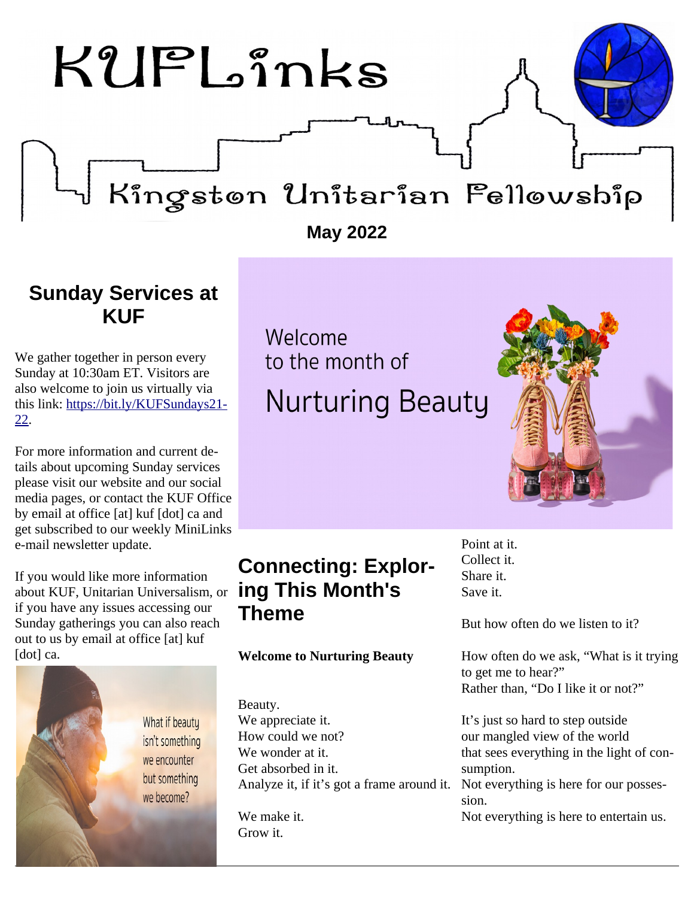# KUFLinks

Kingston Unitarian Fellowship

**May 2022**

## Sunday Services at KUF

We gather together in person every Sunday at 10:30am ET. Visitors are also welcome to join us virtually via this link: https://bit.ly/KUFSundays21-22.

For more information and current details about upcoming Sunday services please visit our website and our social media pages, or contact the KUF Office by email at office [at] kuf [dot] ca and get subscribed to our weekly MiniLinks e-mail newsletter update.

If you would like more information about KUF, Unitarian Universalism, or if you have any issues accessing our Sunday gatherings you can also reach out to us by email at office [at] kuf [dot] ca.

What if beauty isn't something we encounter but something we become?

Welcome to the month of

Nurturing Beauty

## Connecting: Exploring This Month's Theme

**Welcome to Nurturing Beauty**

Beauty.  
We appreciate it.  
How could we not?  
We wonder at it.  
Get absorbed in it.  
Analyze it, if it's got a frame around it.

We make it.  
Grow it.  
Point at it.  
Collect it.  
Share it.  
Save it.

But how often do we listen to it?

How often do we ask, "What is it trying to get me to hear?"  
Rather than, "Do I like it or not?"

It's just so hard to step outside  
our mangled view of the world  
that sees everything in the light of consumption.  
Not everything is here for our possession.  
Not everything is here to entertain us.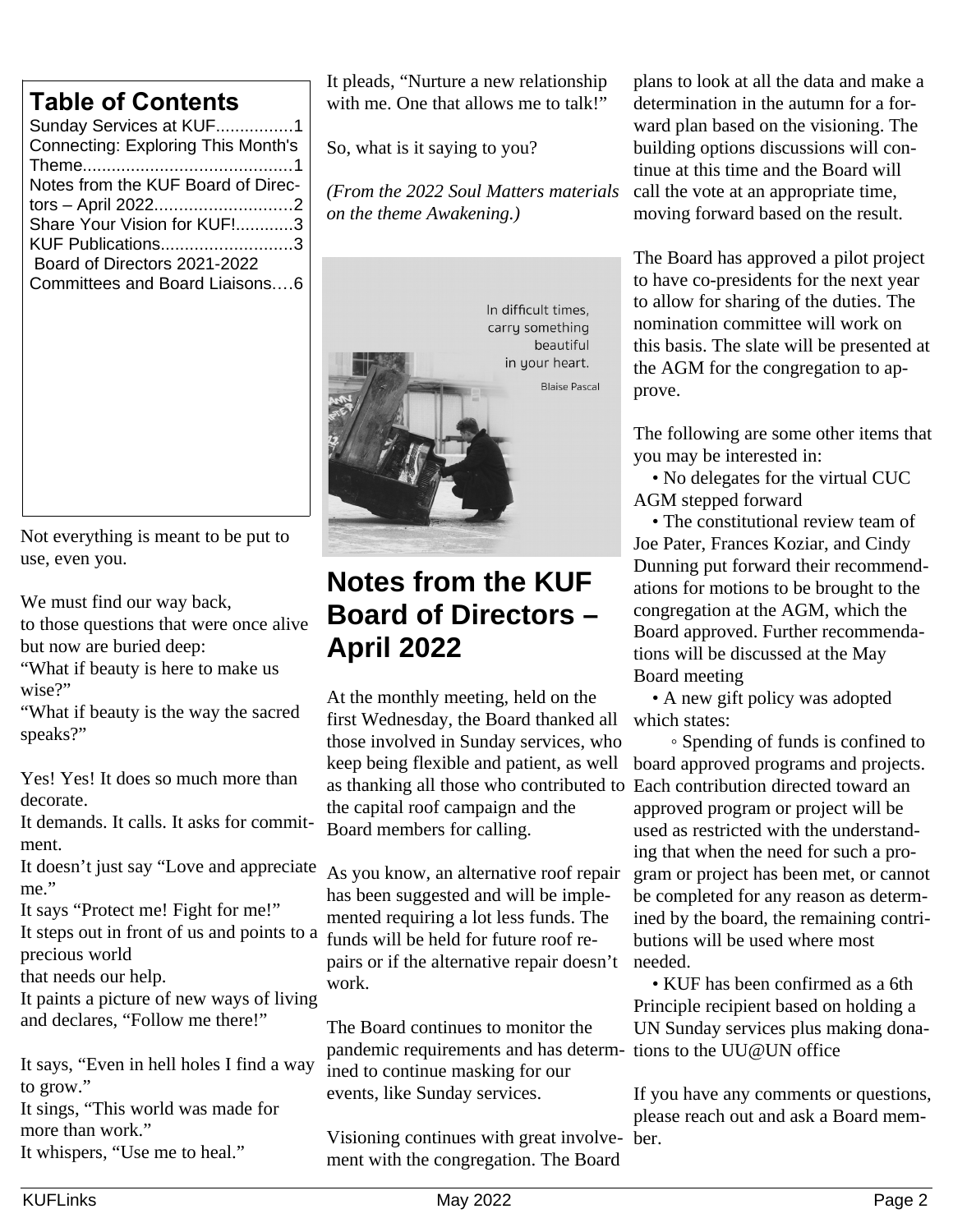## Table of Contents

Sunday Services at KUF................1
Connecting: Exploring This Month's Theme...........................................1
Notes from the KUF Board of Directors – April 2022............................2
Share Your Vision for KUF!............3
KUF Publications...........................3
Board of Directors 2021-2022 Committees and Board Liaisons….6

Not everything is meant to be put to use, even you.

We must find our way back,
to those questions that were once alive but now are buried deep:
"What if beauty is here to make us wise?"
"What if beauty is the way the sacred speaks?"

Yes! Yes! It does so much more than decorate.
It demands. It calls. It asks for commitment.
It doesn't just say "Love and appreciate me."
It says "Protect me! Fight for me!"
It steps out in front of us and points to a precious world
that needs our help.
It paints a picture of new ways of living and declares, "Follow me there!"

It says, "Even in hell holes I find a way to grow."
It sings, "This world was made for more than work."
It whispers, "Use me to heal."
It pleads, "Nurture a new relationship with me. One that allows me to talk!"

So, what is it saying to you?

*(From the 2022 Soul Matters materials on the theme Awakening.)*

In difficult times,
carry something
beautiful
in your heart.

Blaise Pascal

## Notes from the KUF Board of Directors – April 2022

At the monthly meeting, held on the first Wednesday, the Board thanked all those involved in Sunday services, who keep being flexible and patient, as well as thanking all those who contributed to the capital roof campaign and the Board members for calling.

As you know, an alternative roof repair has been suggested and will be implemented requiring a lot less funds. The funds will be held for future roof repairs or if the alternative repair doesn't work.

The Board continues to monitor the pandemic requirements and has determined to continue masking for our events, like Sunday services.

Visioning continues with great involvement with the congregation. The Board plans to look at all the data and make a determination in the autumn for a forward plan based on the visioning. The building options discussions will continue at this time and the Board will call the vote at an appropriate time, moving forward based on the result.

The Board has approved a pilot project to have co-presidents for the next year to allow for sharing of the duties. The nomination committee will work on this basis. The slate will be presented at the AGM for the congregation to approve.

The following are some other items that you may be interested in:

- No delegates for the virtual CUC AGM stepped forward
- The constitutional review team of Joe Pater, Frances Koziar, and Cindy Dunning put forward their recommendations for motions to be brought to the congregation at the AGM, which the Board approved. Further recommendations will be discussed at the May Board meeting
- A new gift policy was adopted which states:
    - Spending of funds is confined to board approved programs and projects. Each contribution directed toward an approved program or project will be used as restricted with the understanding that when the need for such a program or project has been met, or cannot be completed for any reason as determined by the board, the remaining contributions will be used where most needed.
- KUF has been confirmed as a 6th Principle recipient based on holding a UN Sunday services plus making donations to the UU@UN office

If you have any comments or questions, please reach out and ask a Board member.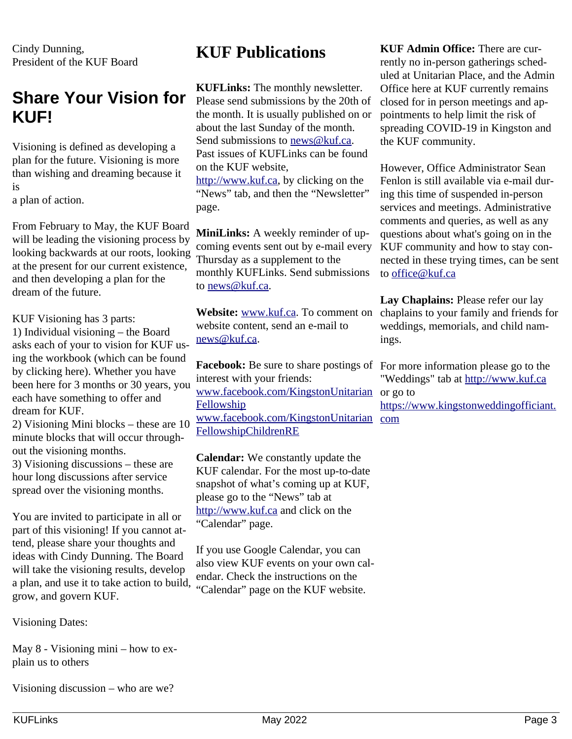Cindy Dunning,
President of the KUF Board

## Share Your Vision for KUF!

Visioning is defined as developing a plan for the future. Visioning is more than wishing and dreaming because it is
a plan of action.

From February to May, the KUF Board will be leading the visioning process by looking backwards at our roots, looking at the present for our current existence, and then developing a plan for the dream of the future.

KUF Visioning has 3 parts:
1) Individual visioning – the Board asks each of your to vision for KUF using the workbook (which can be found by clicking here). Whether you have been here for 3 months or 30 years, you each have something to offer and dream for KUF.
2) Visioning Mini blocks – these are 10 minute blocks that will occur throughout the visioning months.
3) Visioning discussions – these are hour long discussions after service spread over the visioning months.

You are invited to participate in all or part of this visioning! If you cannot attend, please share your thoughts and ideas with Cindy Dunning. The Board will take the visioning results, develop a plan, and use it to take action to build, grow, and govern KUF.

Visioning Dates:

May 8 - Visioning mini – how to explain us to others

Visioning discussion – who are we?

# KUF Publications

**KUFLinks:** The monthly newsletter. Please send submissions by the 20th of the month. It is usually published on or about the last Sunday of the month. Send submissions to news@kuf.ca. Past issues of KUFLinks can be found on the KUF website, http://www.kuf.ca, by clicking on the “News” tab, and then the “Newsletter” page.

**MiniLinks:** A weekly reminder of upcoming events sent out by e-mail every Thursday as a supplement to the monthly KUFLinks. Send submissions to news@kuf.ca.

**Website:** www.kuf.ca. To comment on website content, send an e-mail to news@kuf.ca.

**Facebook:** Be sure to share postings of interest with your friends:
www.facebook.com/KingstonUnitarianFellowship
www.facebook.com/KingstonUnitarianFellowshipChildrenRE

**Calendar:** We constantly update the KUF calendar. For the most up-to-date snapshot of what’s coming up at KUF, please go to the “News” tab at http://www.kuf.ca and click on the “Calendar” page.

If you use Google Calendar, you can also view KUF events on your own calendar. Check the instructions on the “Calendar” page on the KUF website.

**KUF Admin Office:** There are currently no in-person gatherings scheduled at Unitarian Place, and the Admin Office here at KUF currently remains closed for in person meetings and appointments to help limit the risk of spreading COVID-19 in Kingston and the KUF community.

However, Office Administrator Sean Fenlon is still available via e-mail during this time of suspended in-person services and meetings. Administrative comments and queries, as well as any questions about what's going on in the KUF community and how to stay connected in these trying times, can be sent to office@kuf.ca

**Lay Chaplains:** Please refer our lay chaplains to your family and friends for weddings, memorials, and child namings.

For more information please go to the "Weddings" tab at http://www.kuf.ca or go to https://www.kingstonweddingofficiant.com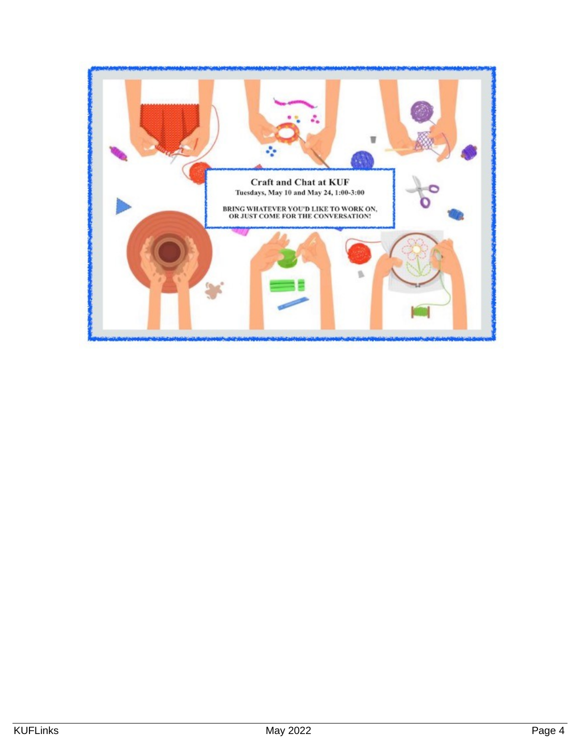**Craft and Chat at KUF**

Tuesdays, May 10 and May 24, 1:00-3:00

BRING WHATEVER YOU'D LIKE TO WORK ON, OR JUST COME FOR THE CONVERSATION!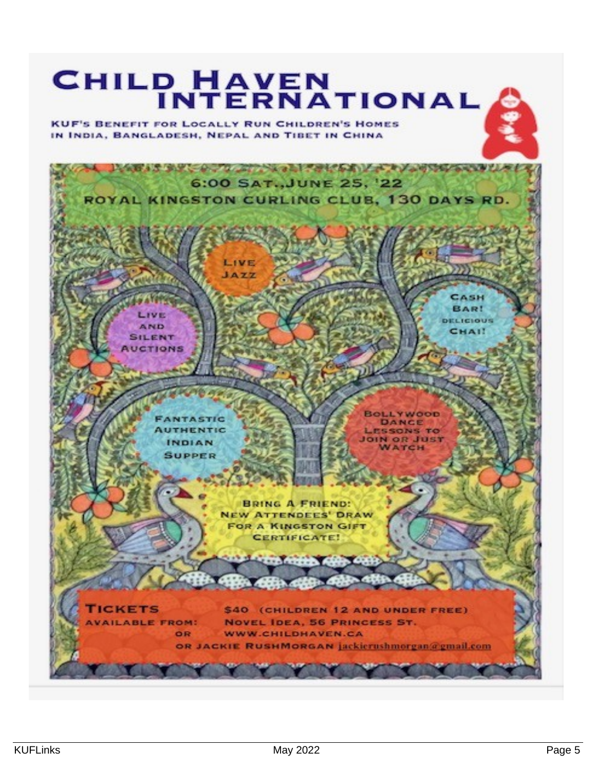# CHILD HAVEN INTERNATIONAL

**KUF's Benefit for Locally Run Children's Homes in India, Bangladesh, Nepal and Tibet in China**

**6:00 Sat., June 25, '22**
**Royal Kingston Curling Club, 130 Days Rd.**

Live Jazz

Live and Silent Auctions

Cash Bar! Delicious Chai!

Fantastic Authentic Indian Supper

Bollywood Dance Lessons to Join or Just Watch

Bring a Friend: New Attendees' Draw for a Kingston Gift Certificate!

**Tickets** $40 (children 12 and under free)

**Available from:** Novel Idea, 56 Princess St.
or www.childhaven.ca
or Jackie RushMorgan jackierushmorgan@gmail.com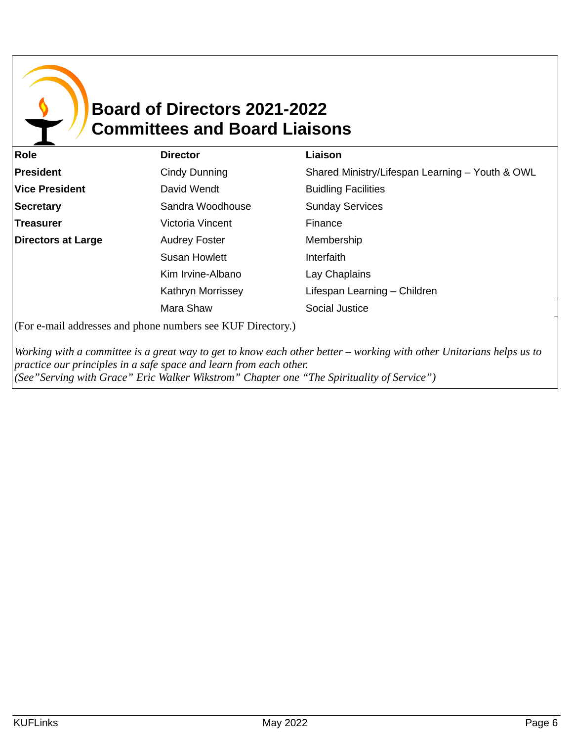# Board of Directors 2021-2022
# Committees and Board Liaisons

| Role | Director | Liaison |
|---|---|---|
| **President** | Cindy Dunning | Shared Ministry/Lifespan Learning – Youth & OWL |
| **Vice President** | David Wendt | Buidling Facilities |
| **Secretary** | Sandra Woodhouse | Sunday Services |
| **Treasurer** | Victoria Vincent | Finance |
| **Directors at Large** | Audrey Foster | Membership |
| | Susan Howlett | Interfaith |
| | Kim Irvine-Albano | Lay Chaplains |
| | Kathryn Morrissey | Lifespan Learning – Children |
| | Mara Shaw | Social Justice |

(For e-mail addresses and phone numbers see KUF Directory.)

*Working with a committee is a great way to get to know each other better – working with other Unitarians helps us to practice our principles in a safe space and learn from each other.*
*(See"Serving with Grace" Eric Walker Wikstrom" Chapter one "The Spirituality of Service")*